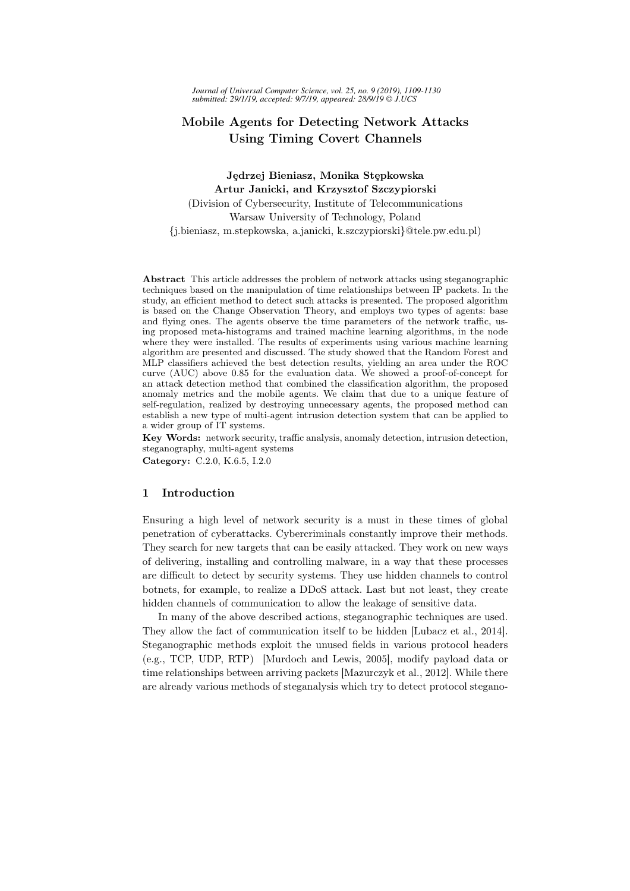# Mobile Agents for Detecting Network Attacks Using Timing Covert Channels

**Jędrzej Bieniasz, Monika Stępkowska**
**Artur Janicki, and Krzysztof Szczypiorski**

(Division of Cybersecurity, Institute of Telecommunications
Warsaw University of Technology, Poland
{j.bieniasz, m.stepkowska, a.janicki, k.szczypiorski}@tele.pw.edu.pl)

**Abstract** This article addresses the problem of network attacks using steganographic techniques based on the manipulation of time relationships between IP packets. In the study, an efficient method to detect such attacks is presented. The proposed algorithm is based on the Change Observation Theory, and employs two types of agents: base and flying ones. The agents observe the time parameters of the network traffic, using proposed meta-histograms and trained machine learning algorithms, in the node where they were installed. The results of experiments using various machine learning algorithm are presented and discussed. The study showed that the Random Forest and MLP classifiers achieved the best detection results, yielding an area under the ROC curve (AUC) above 0.85 for the evaluation data. We showed a proof-of-concept for an attack detection method that combined the classification algorithm, the proposed anomaly metrics and the mobile agents. We claim that due to a unique feature of self-regulation, realized by destroying unnecessary agents, the proposed method can establish a new type of multi-agent intrusion detection system that can be applied to a wider group of IT systems.

**Key Words:** network security, traffic analysis, anomaly detection, intrusion detection, steganography, multi-agent systems

**Category:** C.2.0, K.6.5, I.2.0

## 1 Introduction

Ensuring a high level of network security is a must in these times of global penetration of cyberattacks. Cybercriminals constantly improve their methods. They search for new targets that can be easily attacked. They work on new ways of delivering, installing and controlling malware, in a way that these processes are difficult to detect by security systems. They use hidden channels to control botnets, for example, to realize a DDoS attack. Last but not least, they create hidden channels of communication to allow the leakage of sensitive data.

In many of the above described actions, steganographic techniques are used. They allow the fact of communication itself to be hidden [Lubacz et al., 2014]. Steganographic methods exploit the unused fields in various protocol headers (e.g., TCP, UDP, RTP) [Murdoch and Lewis, 2005], modify payload data or time relationships between arriving packets [Mazurczyk et al., 2012]. While there are already various methods of steganalysis which try to detect protocol stegano-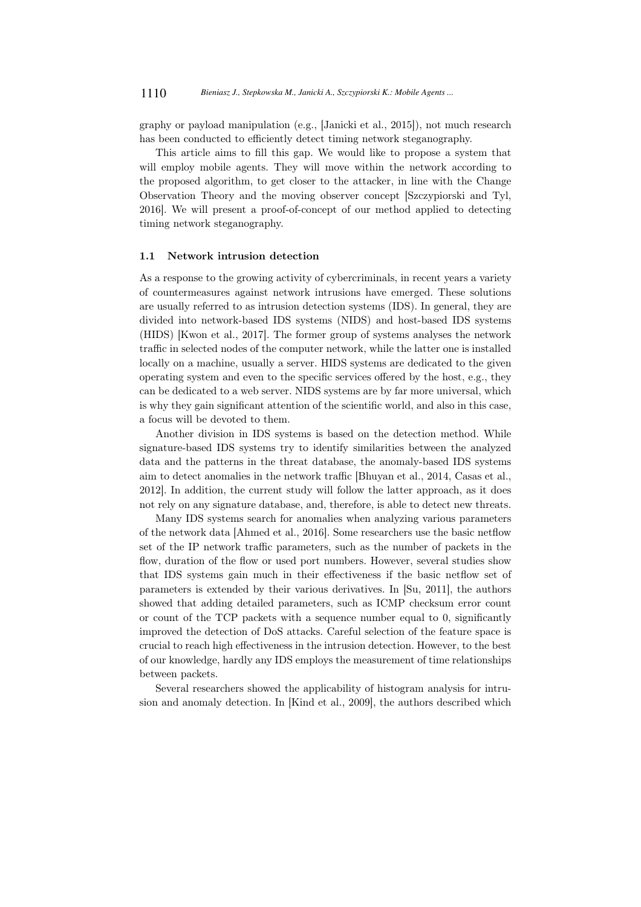graphy or payload manipulation (e.g., [Janicki et al., 2015]), not much research has been conducted to efficiently detect timing network steganography.

This article aims to fill this gap. We would like to propose a system that will employ mobile agents. They will move within the network according to the proposed algorithm, to get closer to the attacker, in line with the Change Observation Theory and the moving observer concept [Szczypiorski and Tyl, 2016]. We will present a proof-of-concept of our method applied to detecting timing network steganography.

### 1.1 Network intrusion detection

As a response to the growing activity of cybercriminals, in recent years a variety of countermeasures against network intrusions have emerged. These solutions are usually referred to as intrusion detection systems (IDS). In general, they are divided into network-based IDS systems (NIDS) and host-based IDS systems (HIDS) [Kwon et al., 2017]. The former group of systems analyses the network traffic in selected nodes of the computer network, while the latter one is installed locally on a machine, usually a server. HIDS systems are dedicated to the given operating system and even to the specific services offered by the host, e.g., they can be dedicated to a web server. NIDS systems are by far more universal, which is why they gain significant attention of the scientific world, and also in this case, a focus will be devoted to them.

Another division in IDS systems is based on the detection method. While signature-based IDS systems try to identify similarities between the analyzed data and the patterns in the threat database, the anomaly-based IDS systems aim to detect anomalies in the network traffic [Bhuyan et al., 2014, Casas et al., 2012]. In addition, the current study will follow the latter approach, as it does not rely on any signature database, and, therefore, is able to detect new threats.

Many IDS systems search for anomalies when analyzing various parameters of the network data [Ahmed et al., 2016]. Some researchers use the basic netflow set of the IP network traffic parameters, such as the number of packets in the flow, duration of the flow or used port numbers. However, several studies show that IDS systems gain much in their effectiveness if the basic netflow set of parameters is extended by their various derivatives. In [Su, 2011], the authors showed that adding detailed parameters, such as ICMP checksum error count or count of the TCP packets with a sequence number equal to 0, significantly improved the detection of DoS attacks. Careful selection of the feature space is crucial to reach high effectiveness in the intrusion detection. However, to the best of our knowledge, hardly any IDS employs the measurement of time relationships between packets.

Several researchers showed the applicability of histogram analysis for intrusion and anomaly detection. In [Kind et al., 2009], the authors described which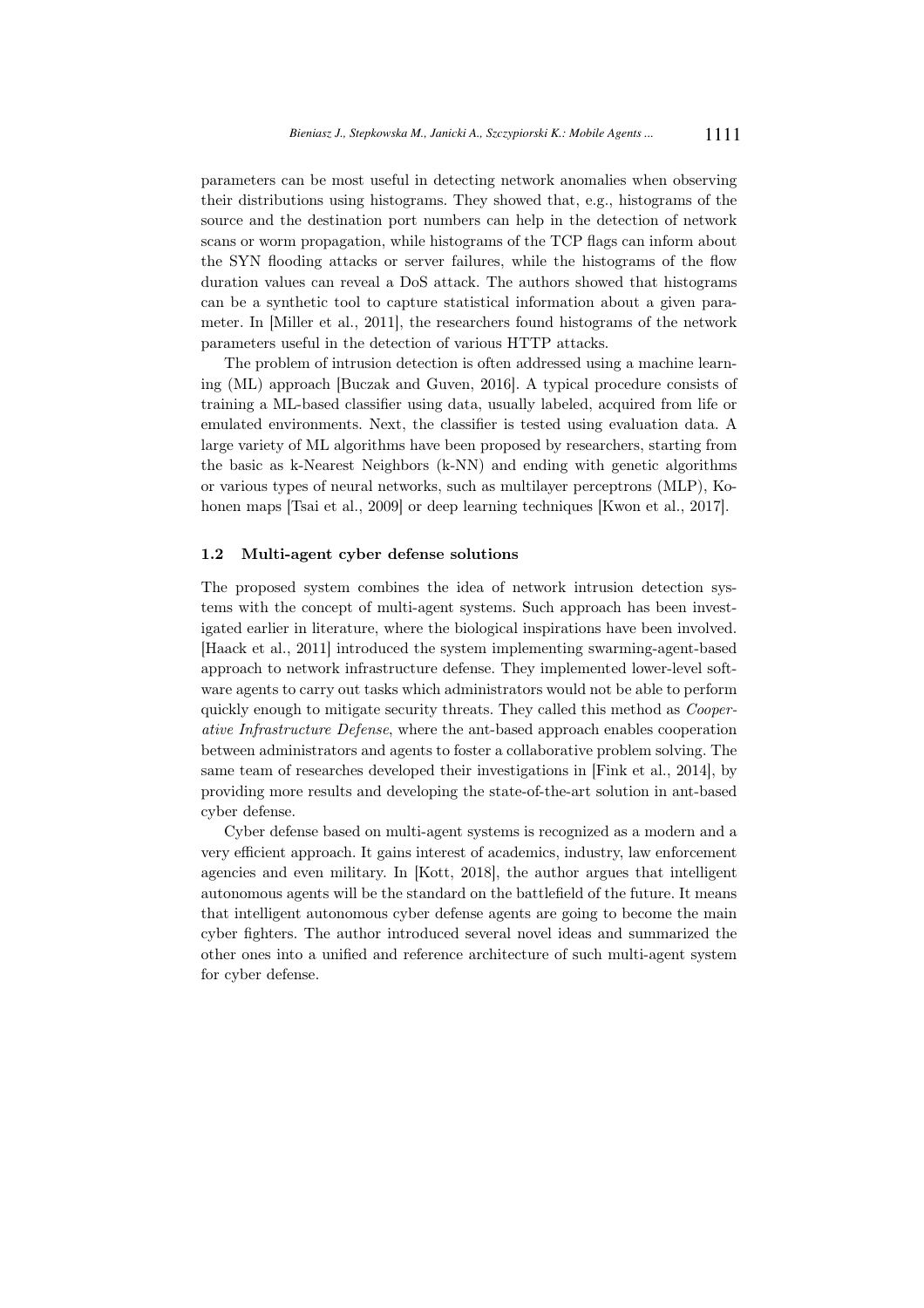parameters can be most useful in detecting network anomalies when observing their distributions using histograms. They showed that, e.g., histograms of the source and the destination port numbers can help in the detection of network scans or worm propagation, while histograms of the TCP flags can inform about the SYN flooding attacks or server failures, while the histograms of the flow duration values can reveal a DoS attack. The authors showed that histograms can be a synthetic tool to capture statistical information about a given parameter. In [Miller et al., 2011], the researchers found histograms of the network parameters useful in the detection of various HTTP attacks.

The problem of intrusion detection is often addressed using a machine learning (ML) approach [Buczak and Guven, 2016]. A typical procedure consists of training a ML-based classifier using data, usually labeled, acquired from life or emulated environments. Next, the classifier is tested using evaluation data. A large variety of ML algorithms have been proposed by researchers, starting from the basic as k-Nearest Neighbors (k-NN) and ending with genetic algorithms or various types of neural networks, such as multilayer perceptrons (MLP), Kohonen maps [Tsai et al., 2009] or deep learning techniques [Kwon et al., 2017].

### 1.2 Multi-agent cyber defense solutions

The proposed system combines the idea of network intrusion detection systems with the concept of multi-agent systems. Such approach has been investigated earlier in literature, where the biological inspirations have been involved. [Haack et al., 2011] introduced the system implementing swarming-agent-based approach to network infrastructure defense. They implemented lower-level software agents to carry out tasks which administrators would not be able to perform quickly enough to mitigate security threats. They called this method as *Cooperative Infrastructure Defense*, where the ant-based approach enables cooperation between administrators and agents to foster a collaborative problem solving. The same team of researches developed their investigations in [Fink et al., 2014], by providing more results and developing the state-of-the-art solution in ant-based cyber defense.

Cyber defense based on multi-agent systems is recognized as a modern and a very efficient approach. It gains interest of academics, industry, law enforcement agencies and even military. In [Kott, 2018], the author argues that intelligent autonomous agents will be the standard on the battlefield of the future. It means that intelligent autonomous cyber defense agents are going to become the main cyber fighters. The author introduced several novel ideas and summarized the other ones into a unified and reference architecture of such multi-agent system for cyber defense.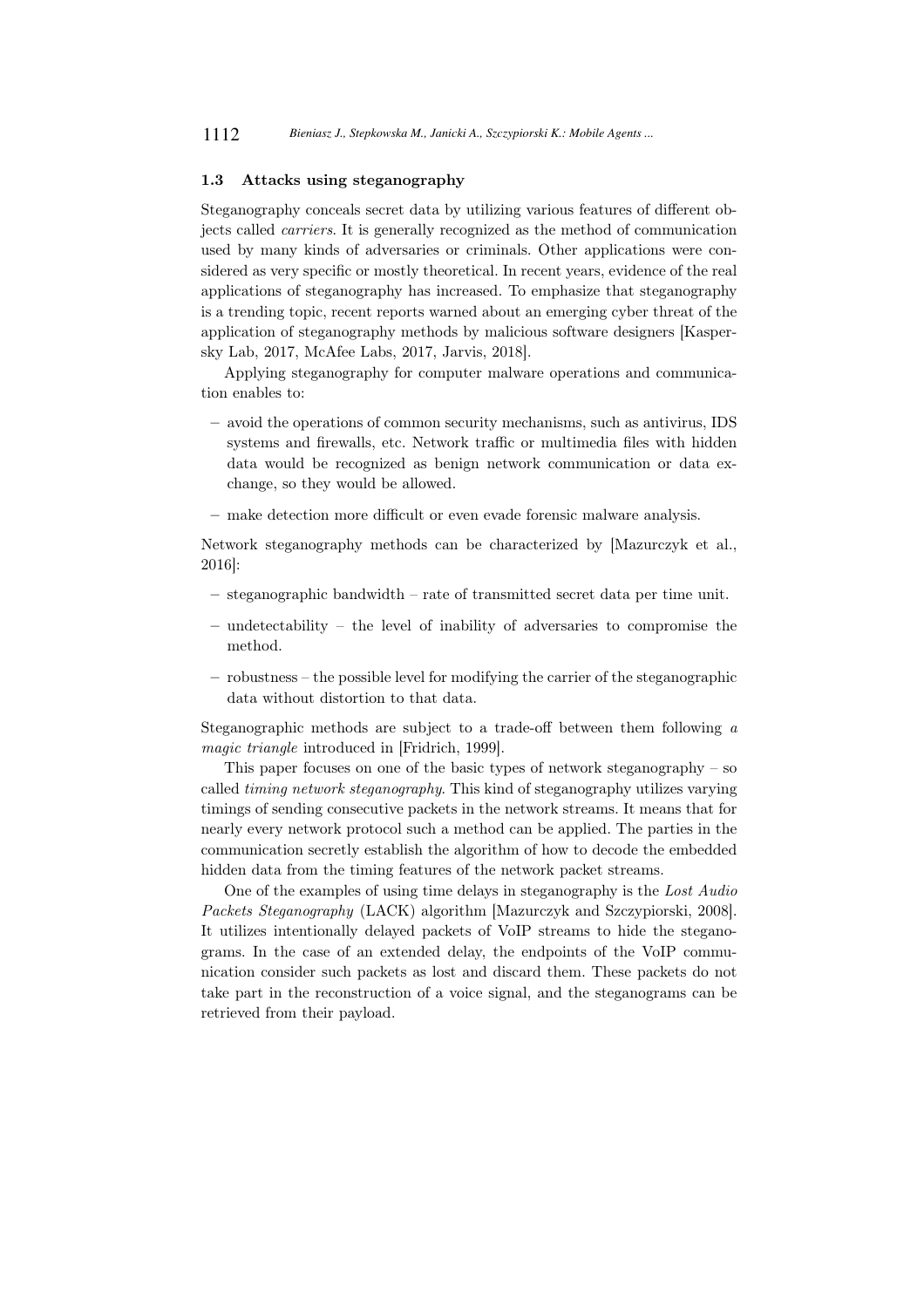### 1.3 Attacks using steganography

Steganography conceals secret data by utilizing various features of different objects called *carriers*. It is generally recognized as the method of communication used by many kinds of adversaries or criminals. Other applications were considered as very specific or mostly theoretical. In recent years, evidence of the real applications of steganography has increased. To emphasize that steganography is a trending topic, recent reports warned about an emerging cyber threat of the application of steganography methods by malicious software designers [Kaspersky Lab, 2017, McAfee Labs, 2017, Jarvis, 2018].

Applying steganography for computer malware operations and communication enables to:

- avoid the operations of common security mechanisms, such as antivirus, IDS systems and firewalls, etc. Network traffic or multimedia files with hidden data would be recognized as benign network communication or data exchange, so they would be allowed.
- make detection more difficult or even evade forensic malware analysis.

Network steganography methods can be characterized by [Mazurczyk et al., 2016]:

- steganographic bandwidth – rate of transmitted secret data per time unit.
- undetectability – the level of inability of adversaries to compromise the method.
- robustness – the possible level for modifying the carrier of the steganographic data without distortion to that data.

Steganographic methods are subject to a trade-off between them following *a magic triangle* introduced in [Fridrich, 1999].

This paper focuses on one of the basic types of network steganography – so called *timing network steganography*. This kind of steganography utilizes varying timings of sending consecutive packets in the network streams. It means that for nearly every network protocol such a method can be applied. The parties in the communication secretly establish the algorithm of how to decode the embedded hidden data from the timing features of the network packet streams.

One of the examples of using time delays in steganography is the *Lost Audio Packets Steganography* (LACK) algorithm [Mazurczyk and Szczypiorski, 2008]. It utilizes intentionally delayed packets of VoIP streams to hide the steganograms. In the case of an extended delay, the endpoints of the VoIP communication consider such packets as lost and discard them. These packets do not take part in the reconstruction of a voice signal, and the steganograms can be retrieved from their payload.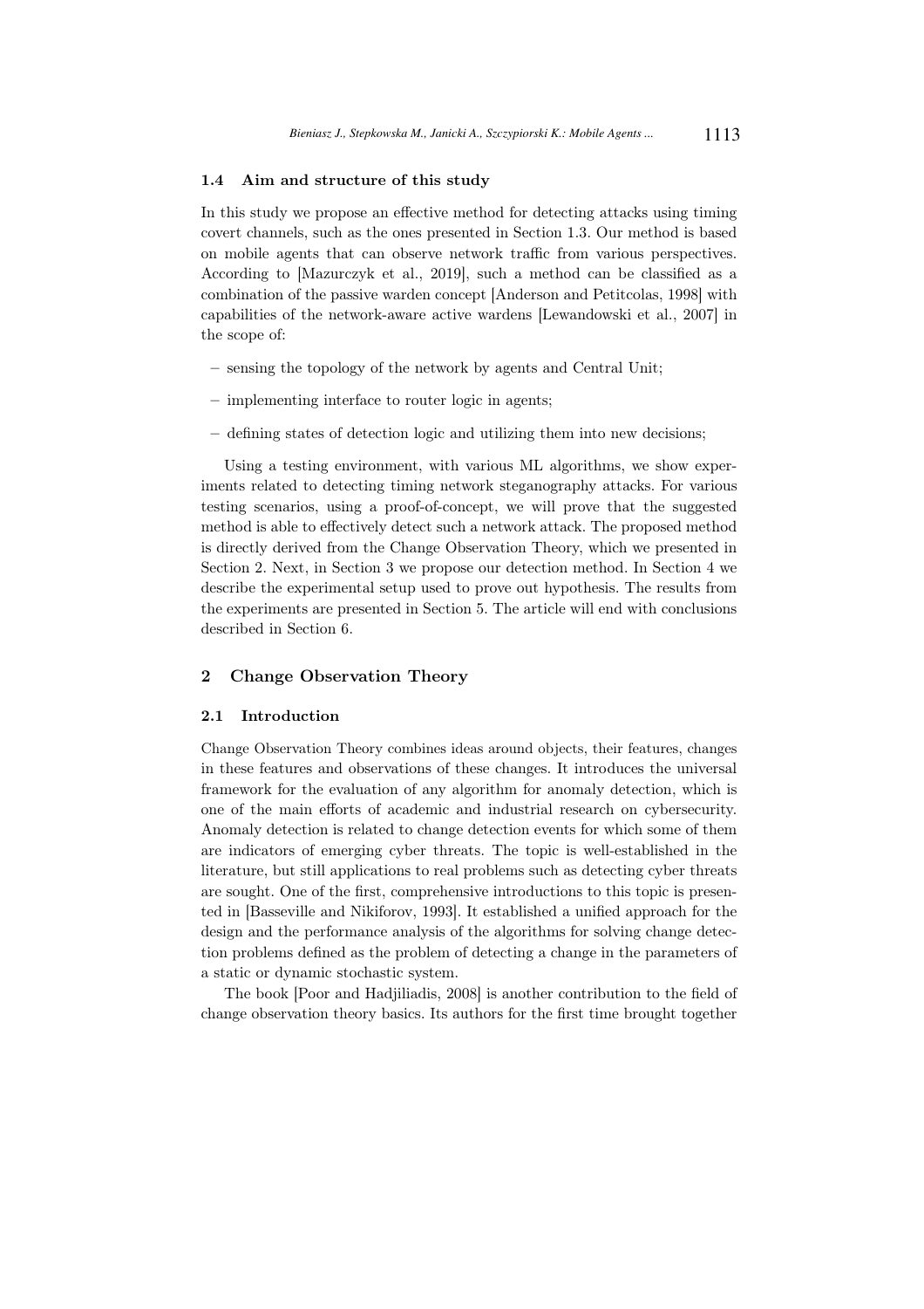### 1.4 Aim and structure of this study

In this study we propose an effective method for detecting attacks using timing covert channels, such as the ones presented in Section 1.3. Our method is based on mobile agents that can observe network traffic from various perspectives. According to [Mazurczyk et al., 2019], such a method can be classified as a combination of the passive warden concept [Anderson and Petitcolas, 1998] with capabilities of the network-aware active wardens [Lewandowski et al., 2007] in the scope of:

– sensing the topology of the network by agents and Central Unit;

– implementing interface to router logic in agents;

– defining states of detection logic and utilizing them into new decisions;

Using a testing environment, with various ML algorithms, we show experiments related to detecting timing network steganography attacks. For various testing scenarios, using a proof-of-concept, we will prove that the suggested method is able to effectively detect such a network attack. The proposed method is directly derived from the Change Observation Theory, which we presented in Section 2. Next, in Section 3 we propose our detection method. In Section 4 we describe the experimental setup used to prove out hypothesis. The results from the experiments are presented in Section 5. The article will end with conclusions described in Section 6.

## 2 Change Observation Theory

### 2.1 Introduction

Change Observation Theory combines ideas around objects, their features, changes in these features and observations of these changes. It introduces the universal framework for the evaluation of any algorithm for anomaly detection, which is one of the main efforts of academic and industrial research on cybersecurity. Anomaly detection is related to change detection events for which some of them are indicators of emerging cyber threats. The topic is well-established in the literature, but still applications to real problems such as detecting cyber threats are sought. One of the first, comprehensive introductions to this topic is presented in [Basseville and Nikiforov, 1993]. It established a unified approach for the design and the performance analysis of the algorithms for solving change detection problems defined as the problem of detecting a change in the parameters of a static or dynamic stochastic system.

The book [Poor and Hadjiliadis, 2008] is another contribution to the field of change observation theory basics. Its authors for the first time brought together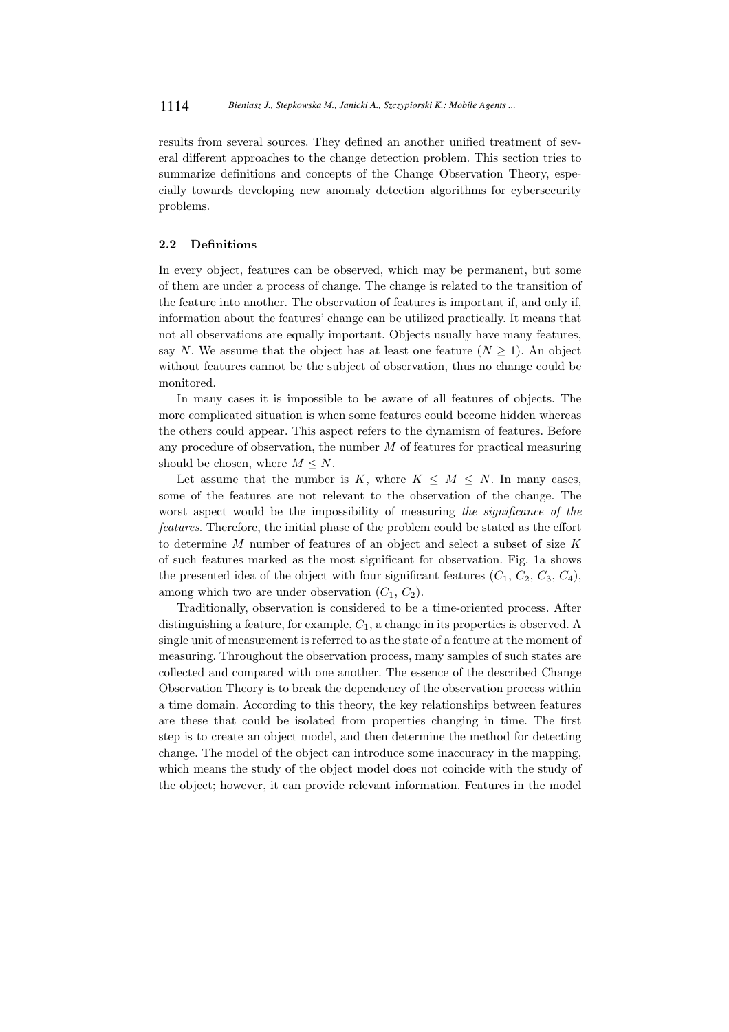results from several sources. They defined an another unified treatment of several different approaches to the change detection problem. This section tries to summarize definitions and concepts of the Change Observation Theory, especially towards developing new anomaly detection algorithms for cybersecurity problems.

### 2.2 Definitions

In every object, features can be observed, which may be permanent, but some of them are under a process of change. The change is related to the transition of the feature into another. The observation of features is important if, and only if, information about the features' change can be utilized practically. It means that not all observations are equally important. Objects usually have many features, say $N$. We assume that the object has at least one feature ($N \geq 1$). An object without features cannot be the subject of observation, thus no change could be monitored.

In many cases it is impossible to be aware of all features of objects. The more complicated situation is when some features could become hidden whereas the others could appear. This aspect refers to the dynamism of features. Before any procedure of observation, the number $M$ of features for practical measuring should be chosen, where $M \leq N$.

Let assume that the number is $K$, where $K \leq M \leq N$. In many cases, some of the features are not relevant to the observation of the change. The worst aspect would be the impossibility of measuring *the significance of the features*. Therefore, the initial phase of the problem could be stated as the effort to determine $M$ number of features of an object and select a subset of size $K$ of such features marked as the most significant for observation. Fig. 1a shows the presented idea of the object with four significant features ($C_1$, $C_2$, $C_3$, $C_4$), among which two are under observation ($C_1$, $C_2$).

Traditionally, observation is considered to be a time-oriented process. After distinguishing a feature, for example, $C_1$, a change in its properties is observed. A single unit of measurement is referred to as the state of a feature at the moment of measuring. Throughout the observation process, many samples of such states are collected and compared with one another. The essence of the described Change Observation Theory is to break the dependency of the observation process within a time domain. According to this theory, the key relationships between features are these that could be isolated from properties changing in time. The first step is to create an object model, and then determine the method for detecting change. The model of the object can introduce some inaccuracy in the mapping, which means the study of the object model does not coincide with the study of the object; however, it can provide relevant information. Features in the model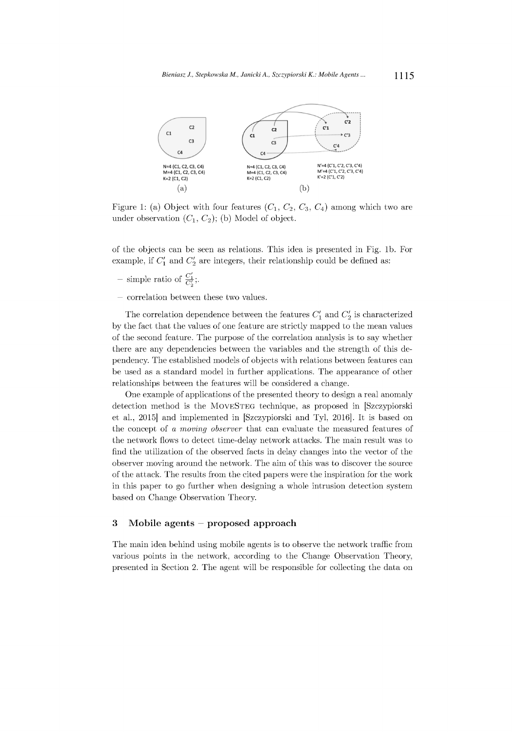Figure 1: (a) Object with four features ($C_1$, $C_2$, $C_3$, $C_4$) among which two are under observation ($C_1$, $C_2$); (b) Model of object.

of the objects can be seen as relations. This idea is presented in Fig. 1b. For example, if $C'_1$ and $C'_2$ are integers, their relationship could be defined as:

- simple ratio of $\frac{C'_1}{C'_2}$;.
- correlation between these two values.

The correlation dependence between the features $C'_1$ and $C'_2$ is characterized by the fact that the values of one feature are strictly mapped to the mean values of the second feature. The purpose of the correlation analysis is to say whether there are any dependencies between the variables and the strength of this dependency. The established models of objects with relations between features can be used as a standard model in further applications. The appearance of other relationships between the features will be considered a change.

One example of applications of the presented theory to design a real anomaly detection method is the MoveSteg technique, as proposed in [Szczypiorski et al., 2015] and implemented in [Szczypiorski and Tyl, 2016]. It is based on the concept of *a moving observer* that can evaluate the measured features of the network flows to detect time-delay network attacks. The main result was to find the utilization of the observed facts in delay changes into the vector of the observer moving around the network. The aim of this was to discover the source of the attack. The results from the cited papers were the inspiration for the work in this paper to go further when designing a whole intrusion detection system based on Change Observation Theory.

## 3 Mobile agents – proposed approach

The main idea behind using mobile agents is to observe the network traffic from various points in the network, according to the Change Observation Theory, presented in Section 2. The agent will be responsible for collecting the data on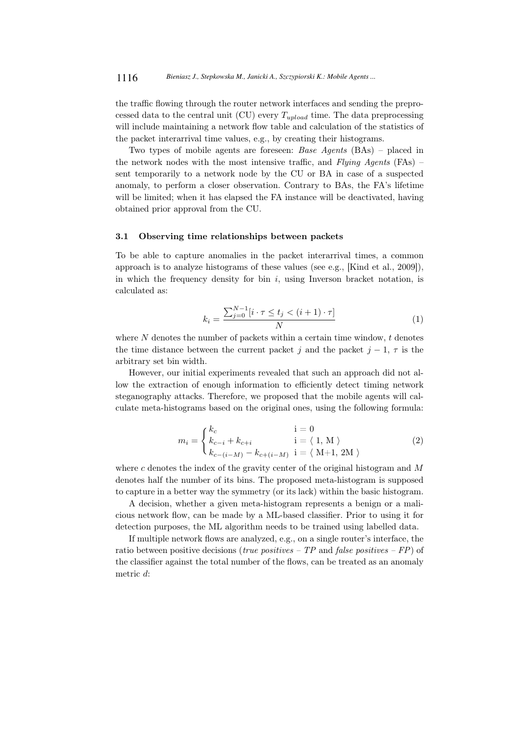the traffic flowing through the router network interfaces and sending the preprocessed data to the central unit (CU) every $T_{upload}$ time. The data preprocessing will include maintaining a network flow table and calculation of the statistics of the packet interarrival time values, e.g., by creating their histograms.

Two types of mobile agents are foreseen: *Base Agents* (BAs) – placed in the network nodes with the most intensive traffic, and *Flying Agents* (FAs) – sent temporarily to a network node by the CU or BA in case of a suspected anomaly, to perform a closer observation. Contrary to BAs, the FA's lifetime will be limited; when it has elapsed the FA instance will be deactivated, having obtained prior approval from the CU.

### 3.1 Observing time relationships between packets

To be able to capture anomalies in the packet interarrival times, a common approach is to analyze histograms of these values (see e.g., [Kind et al., 2009]), in which the frequency density for bin $i$, using Inverson bracket notation, is calculated as:

$$k_i = \frac{\sum_{j=0}^{N-1} [i \cdot \tau \leq t_j < (i+1) \cdot \tau]}{N} \tag{1}$$

where $N$ denotes the number of packets within a certain time window, $t$ denotes the time distance between the current packet $j$ and the packet $j-1$, $\tau$ is the arbitrary set bin width.

However, our initial experiments revealed that such an approach did not allow the extraction of enough information to efficiently detect timing network steganography attacks. Therefore, we proposed that the mobile agents will calculate meta-histograms based on the original ones, using the following formula:

$$m_i = \begin{cases} k_c & \text{i} = 0 \\ k_{c-i} + k_{c+i} & \text{i} = \langle \text{ 1, M } \rangle \\ k_{c-(i-M)} - k_{c+(i-M)} & \text{i} = \langle \text{ M+1, 2M } \rangle \end{cases} \tag{2}$$

where $c$ denotes the index of the gravity center of the original histogram and $M$ denotes half the number of its bins. The proposed meta-histogram is supposed to capture in a better way the symmetry (or its lack) within the basic histogram.

A decision, whether a given meta-histogram represents a benign or a malicious network flow, can be made by a ML-based classifier. Prior to using it for detection purposes, the ML algorithm needs to be trained using labelled data.

If multiple network flows are analyzed, e.g., on a single router's interface, the ratio between positive decisions (*true positives* – *TP* and *false positives* – *FP*) of the classifier against the total number of the flows, can be treated as an anomaly metric $d$: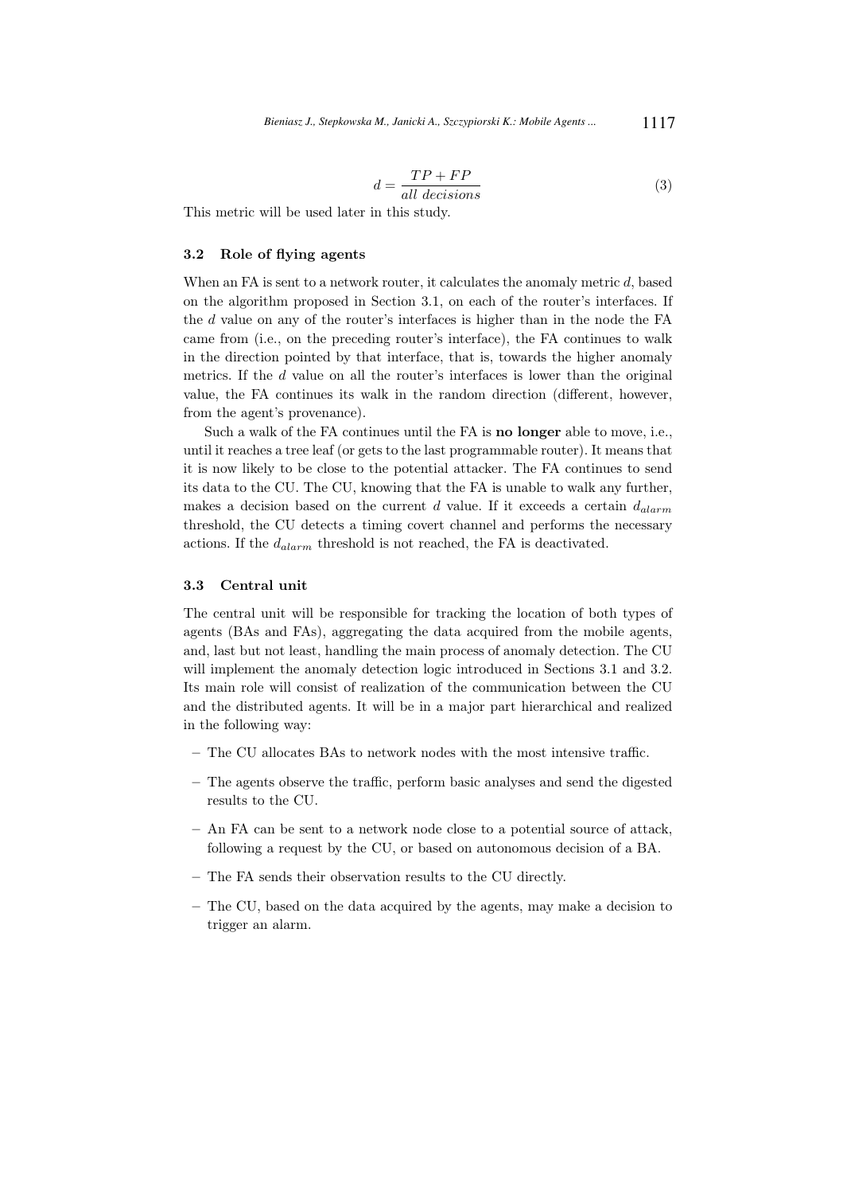$$d = \frac{TP + FP}{all\ decisions} \tag{3}$$

This metric will be used later in this study.

### 3.2 Role of flying agents

When an FA is sent to a network router, it calculates the anomaly metric $d$, based on the algorithm proposed in Section 3.1, on each of the router's interfaces. If the $d$ value on any of the router's interfaces is higher than in the node the FA came from (i.e., on the preceding router's interface), the FA continues to walk in the direction pointed by that interface, that is, towards the higher anomaly metrics. If the $d$ value on all the router's interfaces is lower than the original value, the FA continues its walk in the random direction (different, however, from the agent's provenance).

Such a walk of the FA continues until the FA is **no longer** able to move, i.e., until it reaches a tree leaf (or gets to the last programmable router). It means that it is now likely to be close to the potential attacker. The FA continues to send its data to the CU. The CU, knowing that the FA is unable to walk any further, makes a decision based on the current $d$ value. If it exceeds a certain $d_{alarm}$ threshold, the CU detects a timing covert channel and performs the necessary actions. If the $d_{alarm}$ threshold is not reached, the FA is deactivated.

### 3.3 Central unit

The central unit will be responsible for tracking the location of both types of agents (BAs and FAs), aggregating the data acquired from the mobile agents, and, last but not least, handling the main process of anomaly detection. The CU will implement the anomaly detection logic introduced in Sections 3.1 and 3.2. Its main role will consist of realization of the communication between the CU and the distributed agents. It will be in a major part hierarchical and realized in the following way:

- The CU allocates BAs to network nodes with the most intensive traffic.
- The agents observe the traffic, perform basic analyses and send the digested results to the CU.
- An FA can be sent to a network node close to a potential source of attack, following a request by the CU, or based on autonomous decision of a BA.
- The FA sends their observation results to the CU directly.
- The CU, based on the data acquired by the agents, may make a decision to trigger an alarm.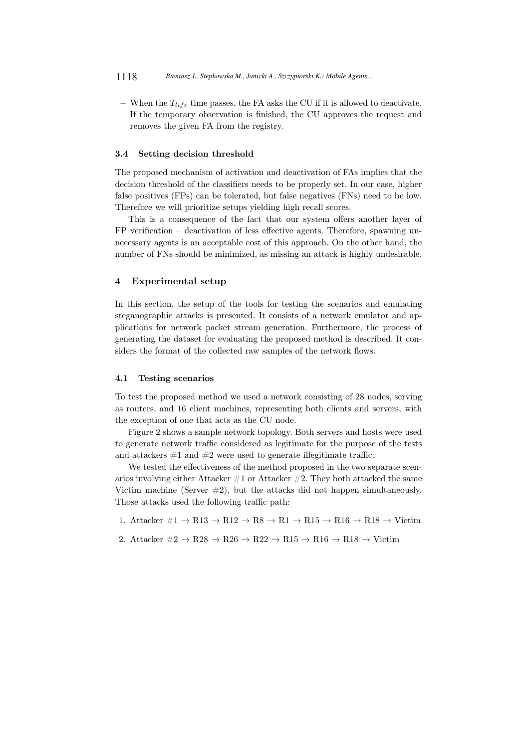- When the $T_{life}$ time passes, the FA asks the CU if it is allowed to deactivate. If the temporary observation is finished, the CU approves the request and removes the given FA from the registry.

### 3.4 Setting decision threshold

The proposed mechanism of activation and deactivation of FAs implies that the decision threshold of the classifiers needs to be properly set. In our case, higher false positives (FPs) can be tolerated, but false negatives (FNs) need to be low. Therefore we will prioritize setups yielding high recall scores.

This is a consequence of the fact that our system offers another layer of FP verification – deactivation of less effective agents. Therefore, spawning unnecessary agents is an acceptable cost of this approach. On the other hand, the number of FNs should be minimized, as missing an attack is highly undesirable.

## 4 Experimental setup

In this section, the setup of the tools for testing the scenarios and emulating steganographic attacks is presented. It consists of a network emulator and applications for network packet stream generation. Furthermore, the process of generating the dataset for evaluating the proposed method is described. It considers the format of the collected raw samples of the network flows.

### 4.1 Testing scenarios

To test the proposed method we used a network consisting of 28 nodes, serving as routers, and 16 client machines, representing both clients and servers, with the exception of one that acts as the CU node.

Figure 2 shows a sample network topology. Both servers and hosts were used to generate network traffic considered as legitimate for the purpose of the tests and attackers #1 and #2 were used to generate illegitimate traffic.

We tested the effectiveness of the method proposed in the two separate scenarios involving either Attacker #1 or Attacker #2. They both attacked the same Victim machine (Server #2), but the attacks did not happen simultaneously. Those attacks used the following traffic path:

1. Attacker #1 → R13 → R12 → R8 → R1 → R15 → R16 → R18 → Victim
2. Attacker #2 → R28 → R26 → R22 → R15 → R16 → R18 → Victim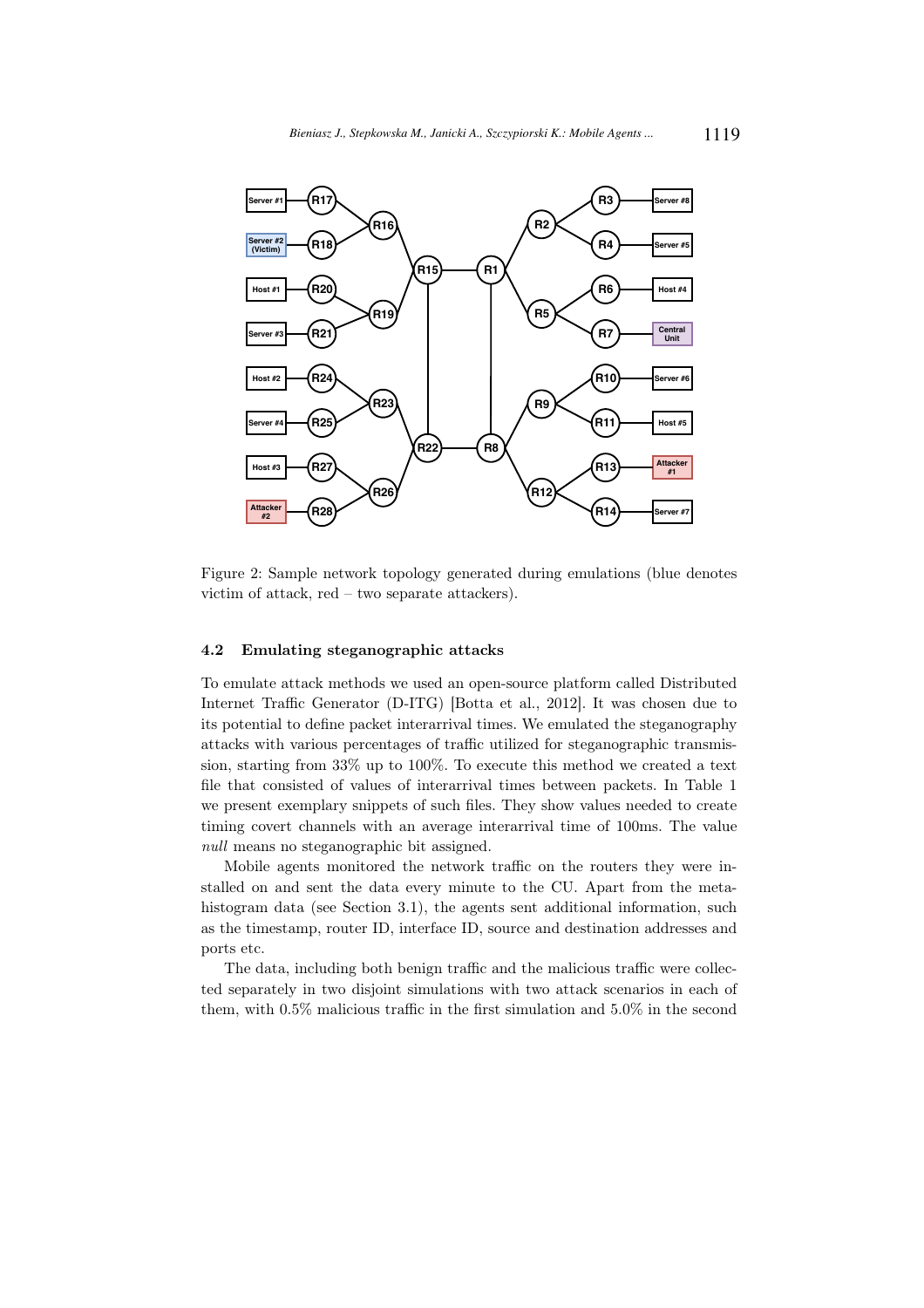Figure 2: Sample network topology generated during emulations (blue denotes victim of attack, red – two separate attackers).

### 4.2 Emulating steganographic attacks

To emulate attack methods we used an open-source platform called Distributed Internet Traffic Generator (D-ITG) [Botta et al., 2012]. It was chosen due to its potential to define packet interarrival times. We emulated the steganography attacks with various percentages of traffic utilized for steganographic transmission, starting from 33% up to 100%. To execute this method we created a text file that consisted of values of interarrival times between packets. In Table 1 we present exemplary snippets of such files. They show values needed to create timing covert channels with an average interarrival time of 100ms. The value *null* means no steganographic bit assigned.

Mobile agents monitored the network traffic on the routers they were installed on and sent the data every minute to the CU. Apart from the meta-histogram data (see Section 3.1), the agents sent additional information, such as the timestamp, router ID, interface ID, source and destination addresses and ports etc.

The data, including both benign traffic and the malicious traffic were collected separately in two disjoint simulations with two attack scenarios in each of them, with 0.5% malicious traffic in the first simulation and 5.0% in the second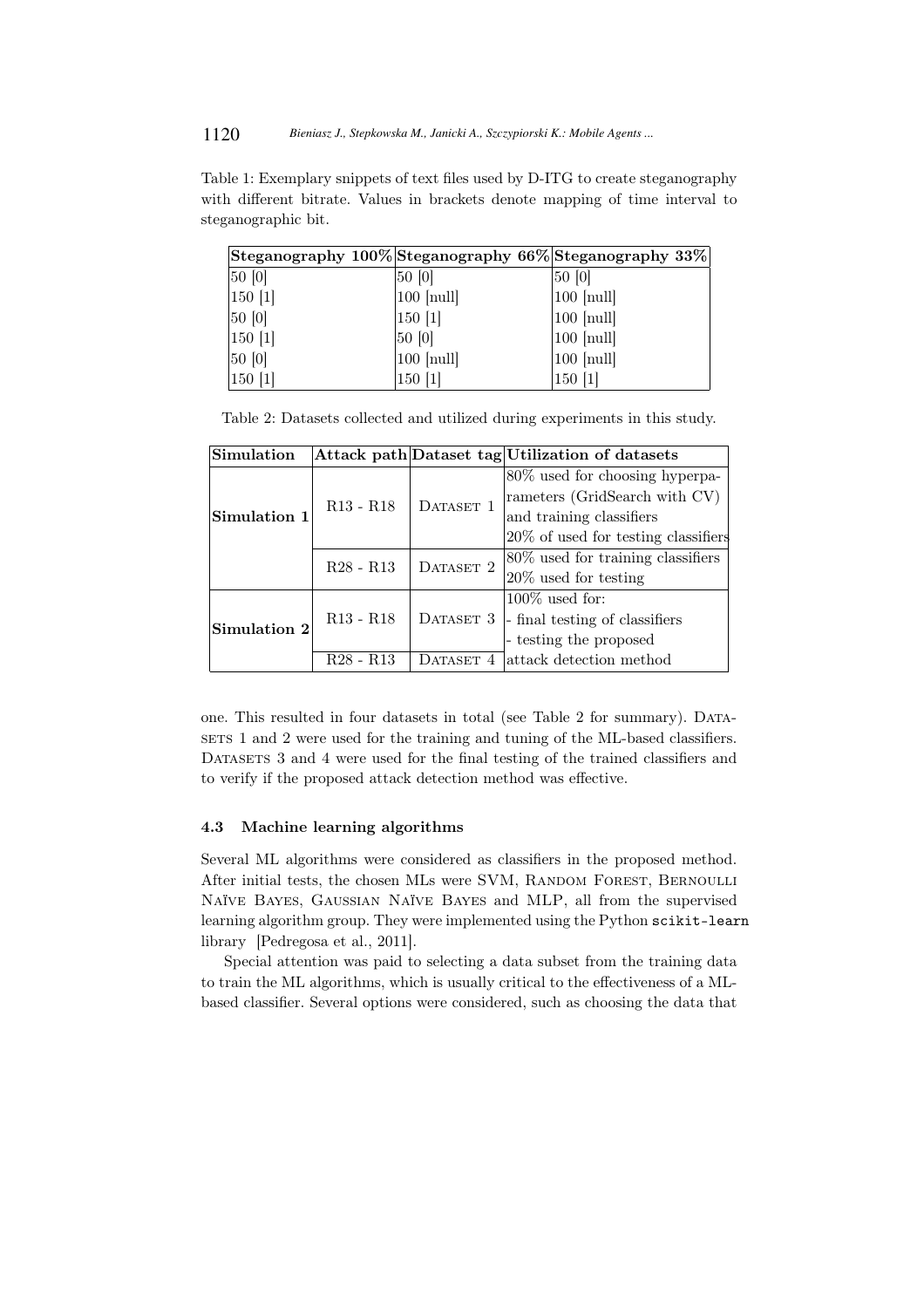Table 1: Exemplary snippets of text files used by D-ITG to create steganography with different bitrate. Values in brackets denote mapping of time interval to steganographic bit.

| **Steganography 100%** | **Steganography 66%** | **Steganography 33%** |
|---|---|---|
| 50 [0] | 50 [0] | 50 [0] |
| 150 [1] | 100 [null] | 100 [null] |
| 50 [0] | 150 [1] | 100 [null] |
| 150 [1] | 50 [0] | 100 [null] |
| 50 [0] | 100 [null] | 100 [null] |
| 150 [1] | 150 [1] | 150 [1] |

Table 2: Datasets collected and utilized during experiments in this study.

| **Simulation** | **Attack path** | **Dataset tag** | **Utilization of datasets** |
|---|---|---|---|
| **Simulation 1** | R13 - R18 | DATASET 1 | 80% used for choosing hyperparameters (GridSearch with CV) and training classifiers<br>20% of used for testing classifiers |
| | R28 - R13 | DATASET 2 | 80% used for training classifiers<br>20% used for testing |
| **Simulation 2** | R13 - R18 | DATASET 3 | 100% used for:<br>- final testing of classifiers<br>- testing the proposed attack detection method |
| | R28 - R13 | DATASET 4 | |

one. This resulted in four datasets in total (see Table 2 for summary). DATASETS 1 and 2 were used for the training and tuning of the ML-based classifiers. DATASETS 3 and 4 were used for the final testing of the trained classifiers and to verify if the proposed attack detection method was effective.

### 4.3 Machine learning algorithms

Several ML algorithms were considered as classifiers in the proposed method. After initial tests, the chosen MLs were SVM, RANDOM FOREST, BERNOULLI NAÏVE BAYES, GAUSSIAN NAÏVE BAYES and MLP, all from the supervised learning algorithm group. They were implemented using the Python `scikit-learn` library [Pedregosa et al., 2011].

Special attention was paid to selecting a data subset from the training data to train the ML algorithms, which is usually critical to the effectiveness of a ML-based classifier. Several options were considered, such as choosing the data that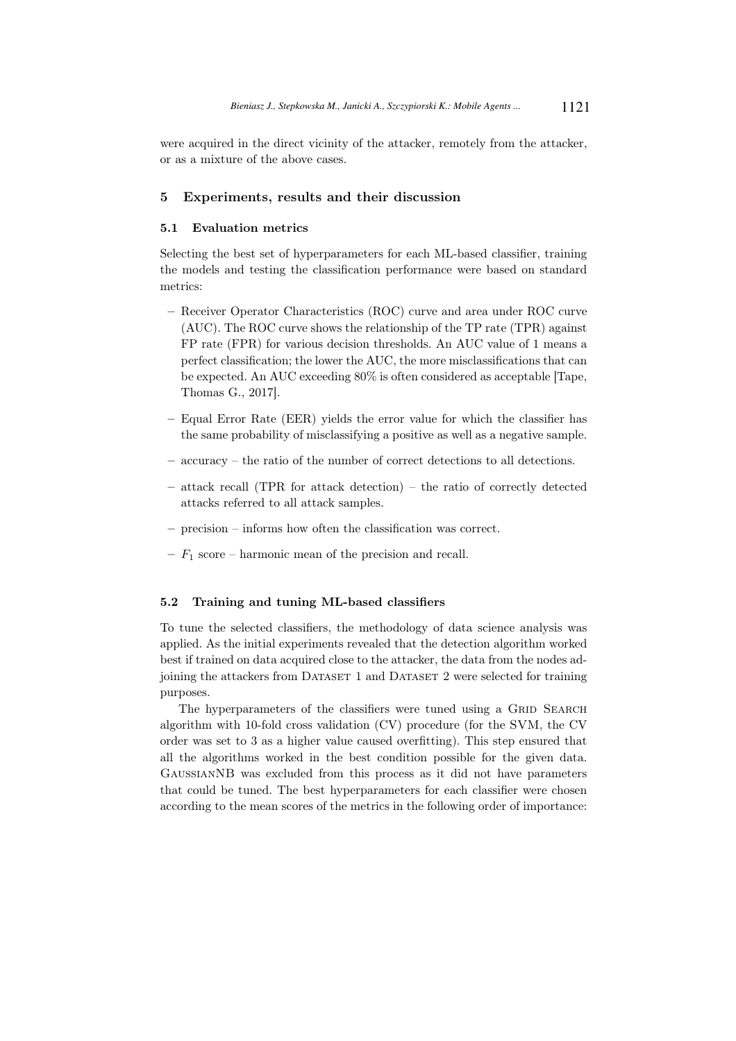were acquired in the direct vicinity of the attacker, remotely from the attacker, or as a mixture of the above cases.

## 5 Experiments, results and their discussion

### 5.1 Evaluation metrics

Selecting the best set of hyperparameters for each ML-based classifier, training the models and testing the classification performance were based on standard metrics:

- Receiver Operator Characteristics (ROC) curve and area under ROC curve (AUC). The ROC curve shows the relationship of the TP rate (TPR) against FP rate (FPR) for various decision thresholds. An AUC value of 1 means a perfect classification; the lower the AUC, the more misclassifications that can be expected. An AUC exceeding 80% is often considered as acceptable [Tape, Thomas G., 2017].
- Equal Error Rate (EER) yields the error value for which the classifier has the same probability of misclassifying a positive as well as a negative sample.
- accuracy – the ratio of the number of correct detections to all detections.
- attack recall (TPR for attack detection) – the ratio of correctly detected attacks referred to all attack samples.
- precision – informs how often the classification was correct.
- $F_1$ score – harmonic mean of the precision and recall.

### 5.2 Training and tuning ML-based classifiers

To tune the selected classifiers, the methodology of data science analysis was applied. As the initial experiments revealed that the detection algorithm worked best if trained on data acquired close to the attacker, the data from the nodes adjoining the attackers from Dataset 1 and Dataset 2 were selected for training purposes.

The hyperparameters of the classifiers were tuned using a Grid Search algorithm with 10-fold cross validation (CV) procedure (for the SVM, the CV order was set to 3 as a higher value caused overfitting). This step ensured that all the algorithms worked in the best condition possible for the given data. GaussianNB was excluded from this process as it did not have parameters that could be tuned. The best hyperparameters for each classifier were chosen according to the mean scores of the metrics in the following order of importance: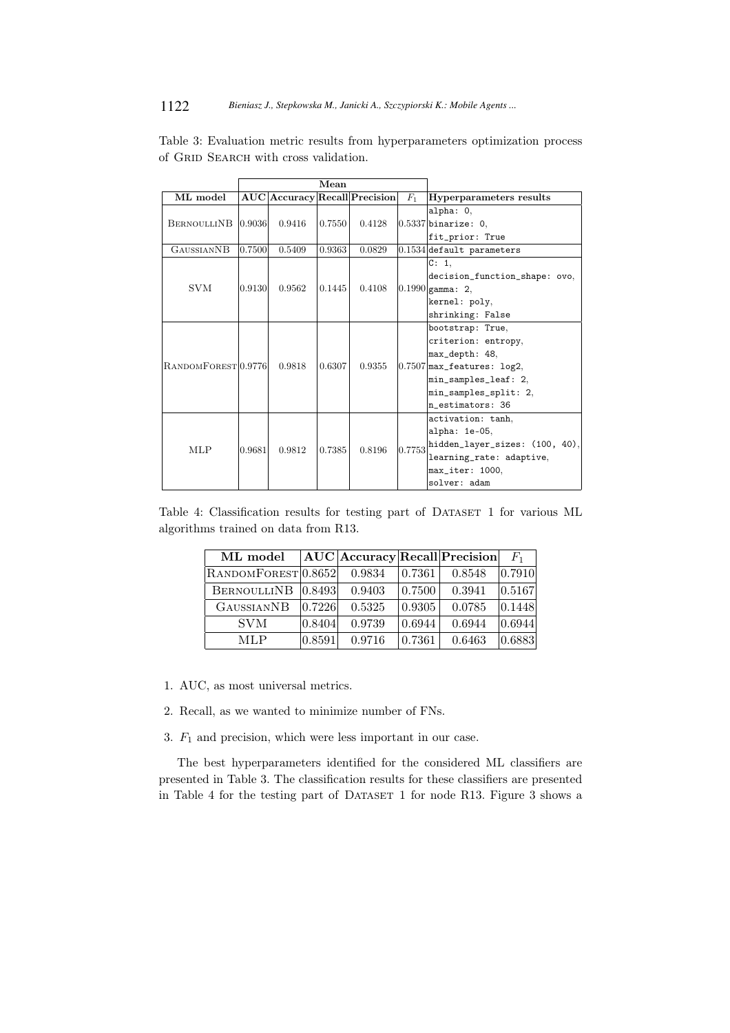Table 3: Evaluation metric results from hyperparameters optimization process of Grid Search with cross validation.

| ML model | Mean | | | | | Hyperparameters results |
|---|---|---|---|---|---|---|
| | AUC | Accuracy | Recall | Precision | $F_1$ | |
| BernoulliNB | 0.9036 | 0.9416 | 0.7550 | 0.4128 | 0.5337 | `alpha: 0,` `binarize: 0,` `fit_prior: True` |
| GaussianNB | 0.7500 | 0.5409 | 0.9363 | 0.0829 | 0.1534 | `default parameters` |
| SVM | 0.9130 | 0.9562 | 0.1445 | 0.4108 | 0.1990 | `C: 1,` `decision_function_shape: ovo,` `gamma: 2,` `kernel: poly,` `shrinking: False` |
| RandomForest | 0.9776 | 0.9818 | 0.6307 | 0.9355 | 0.7507 | `bootstrap: True,` `criterion: entropy,` `max_depth: 48,` `max_features: log2,` `min_samples_leaf: 2,` `min_samples_split: 2,` `n_estimators: 36` |
| MLP | 0.9681 | 0.9812 | 0.7385 | 0.8196 | 0.7753 | `activation: tanh,` `alpha: 1e-05,` `hidden_layer_sizes: (100, 40),` `learning_rate: adaptive,` `max_iter: 1000,` `solver: adam` |

Table 4: Classification results for testing part of Dataset 1 for various ML algorithms trained on data from R13.

| ML model | AUC | Accuracy | Recall | Precision | $F_1$ |
|---|---|---|---|---|---|
| RandomForest | 0.8652 | 0.9834 | 0.7361 | 0.8548 | 0.7910 |
| BernoulliNB | 0.8493 | 0.9403 | 0.7500 | 0.3941 | 0.5167 |
| GaussianNB | 0.7226 | 0.5325 | 0.9305 | 0.0785 | 0.1448 |
| SVM | 0.8404 | 0.9739 | 0.6944 | 0.6944 | 0.6944 |
| MLP | 0.8591 | 0.9716 | 0.7361 | 0.6463 | 0.6883 |

1. AUC, as most universal metrics.
2. Recall, as we wanted to minimize number of FNs.
3. $F_1$ and precision, which were less important in our case.

The best hyperparameters identified for the considered ML classifiers are presented in Table 3. The classification results for these classifiers are presented in Table 4 for the testing part of Dataset 1 for node R13. Figure 3 shows a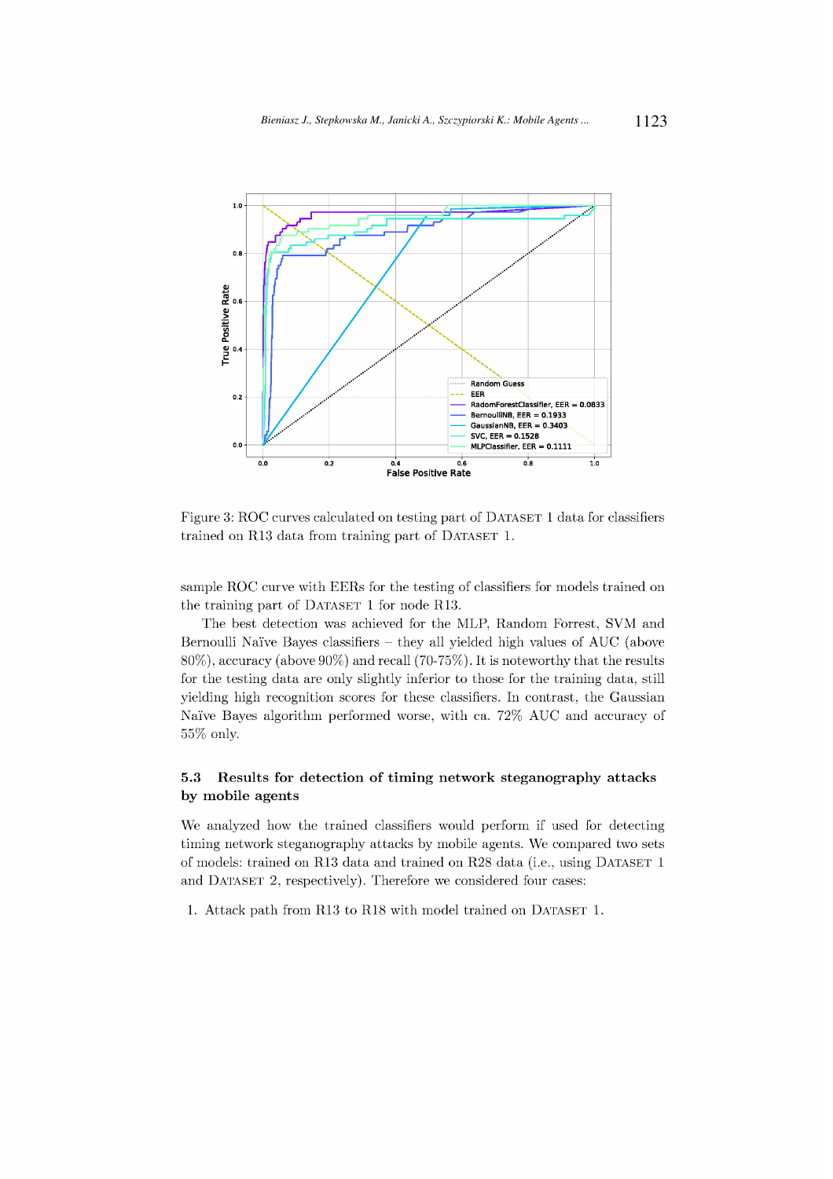Figure 3: ROC curves calculated on testing part of DATASET 1 data for classifiers trained on R13 data from training part of DATASET 1.

sample ROC curve with EERs for the testing of classifiers for models trained on the training part of DATASET 1 for node R13.

The best detection was achieved for the MLP, Random Forrest, SVM and Bernoulli Naïve Bayes classifiers – they all yielded high values of AUC (above 80%), accuracy (above 90%) and recall (70-75%). It is noteworthy that the results for the testing data are only slightly inferior to those for the training data, still yielding high recognition scores for these classifiers. In contrast, the Gaussian Naïve Bayes algorithm performed worse, with ca. 72% AUC and accuracy of 55% only.

### 5.3 Results for detection of timing network steganography attacks by mobile agents

We analyzed how the trained classifiers would perform if used for detecting timing network steganography attacks by mobile agents. We compared two sets of models: trained on R13 data and trained on R28 data (i.e., using DATASET 1 and DATASET 2, respectively). Therefore we considered four cases:

1. Attack path from R13 to R18 with model trained on DATASET 1.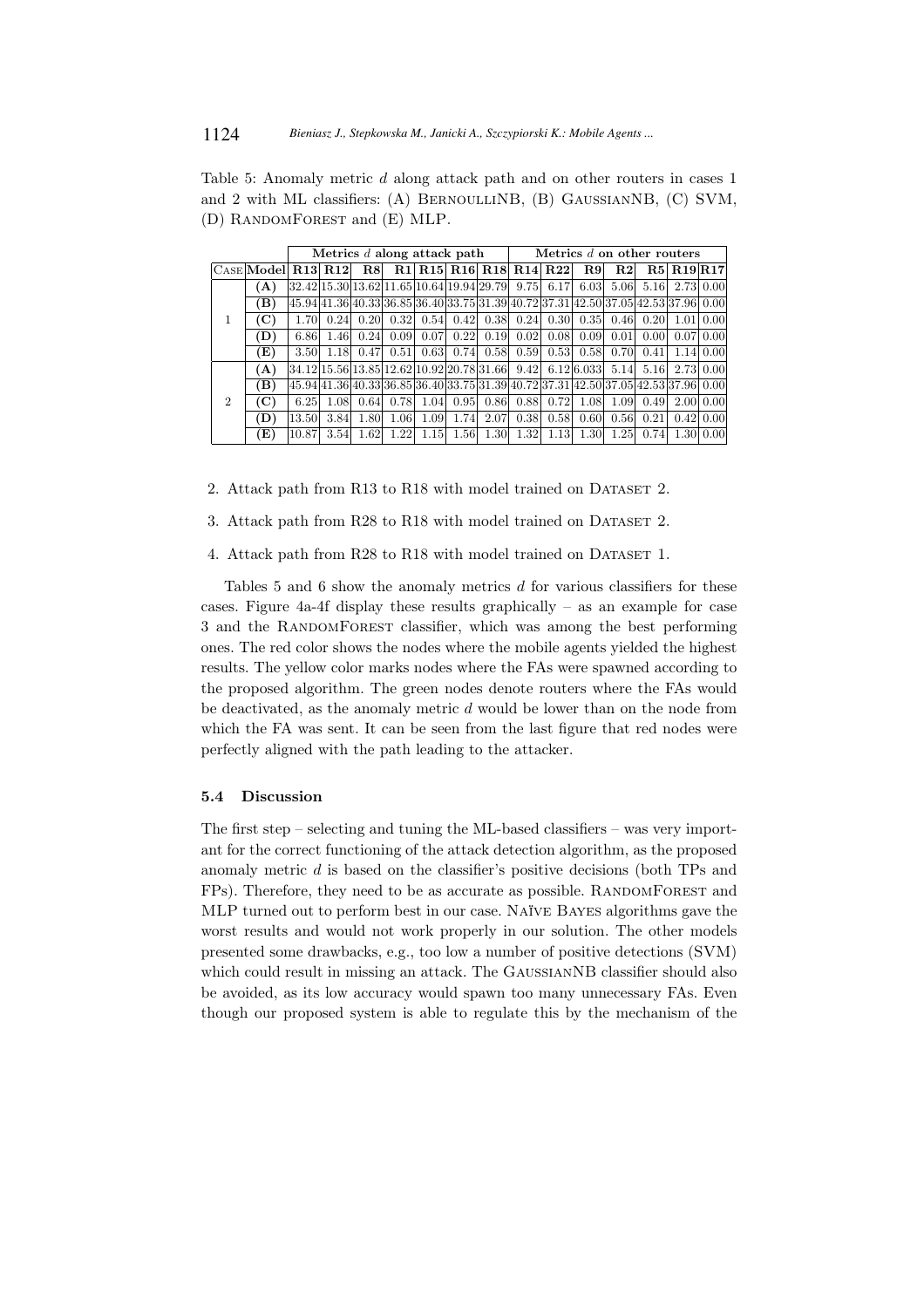Table 5: Anomaly metric $d$ along attack path and on other routers in cases 1 and 2 with ML classifiers: (A) BernoulliNB, (B) GaussianNB, (C) SVM, (D) RandomForest and (E) MLP.

| | | Metrics $d$ along attack path | | | | | | | Metrics $d$ on other routers | | | | | | |
|---|---|---|---|---|---|---|---|---|---|---|---|---|---|---|---|
| Case | Model | R13 | R12 | R8 | R1 | R15 | R16 | R18 | R14 | R22 | R9 | R2 | R5 | R19 | R17 |
| 1 | (A) | 32.42 | 15.30 | 13.62 | 11.65 | 10.64 | 19.94 | 29.79 | 9.75 | 6.17 | 6.03 | 5.06 | 5.16 | 2.73 | 0.00 |
| | (B) | 45.94 | 41.36 | 40.33 | 36.85 | 36.40 | 33.75 | 31.39 | 40.72 | 37.31 | 42.50 | 37.05 | 42.53 | 37.96 | 0.00 |
| | (C) | 1.70 | 0.24 | 0.20 | 0.32 | 0.54 | 0.42 | 0.38 | 0.24 | 0.30 | 0.35 | 0.46 | 0.20 | 1.01 | 0.00 |
| | (D) | 6.86 | 1.46 | 0.24 | 0.09 | 0.07 | 0.22 | 0.19 | 0.02 | 0.08 | 0.09 | 0.01 | 0.00 | 0.07 | 0.00 |
| | (E) | 3.50 | 1.18 | 0.47 | 0.51 | 0.63 | 0.74 | 0.58 | 0.59 | 0.53 | 0.58 | 0.70 | 0.41 | 1.14 | 0.00 |
| 2 | (A) | 34.12 | 15.56 | 13.85 | 12.62 | 10.92 | 20.78 | 31.66 | 9.42 | 6.12 | 6.033 | 5.14 | 5.16 | 2.73 | 0.00 |
| | (B) | 45.94 | 41.36 | 40.33 | 36.85 | 36.40 | 33.75 | 31.39 | 40.72 | 37.31 | 42.50 | 37.05 | 42.53 | 37.96 | 0.00 |
| | (C) | 6.25 | 1.08 | 0.64 | 0.78 | 1.04 | 0.95 | 0.86 | 0.88 | 0.72 | 1.08 | 1.09 | 0.49 | 2.00 | 0.00 |
| | (D) | 13.50 | 3.84 | 1.80 | 1.06 | 1.09 | 1.74 | 2.07 | 0.38 | 0.58 | 0.60 | 0.56 | 0.21 | 0.42 | 0.00 |
| | (E) | 10.87 | 3.54 | 1.62 | 1.22 | 1.15 | 1.56 | 1.30 | 1.32 | 1.13 | 1.30 | 1.25 | 0.74 | 1.30 | 0.00 |

2. Attack path from R13 to R18 with model trained on Dataset 2.
3. Attack path from R28 to R18 with model trained on Dataset 2.
4. Attack path from R28 to R18 with model trained on Dataset 1.

Tables 5 and 6 show the anomaly metrics $d$ for various classifiers for these cases. Figure 4a-4f display these results graphically – as an example for case 3 and the RandomForest classifier, which was among the best performing ones. The red color shows the nodes where the mobile agents yielded the highest results. The yellow color marks nodes where the FAs were spawned according to the proposed algorithm. The green nodes denote routers where the FAs would be deactivated, as the anomaly metric $d$ would be lower than on the node from which the FA was sent. It can be seen from the last figure that red nodes were perfectly aligned with the path leading to the attacker.

### 5.4 Discussion

The first step – selecting and tuning the ML-based classifiers – was very important for the correct functioning of the attack detection algorithm, as the proposed anomaly metric $d$ is based on the classifier's positive decisions (both TPs and FPs). Therefore, they need to be as accurate as possible. RandomForest and MLP turned out to perform best in our case. Naïve Bayes algorithms gave the worst results and would not work properly in our solution. The other models presented some drawbacks, e.g., too low a number of positive detections (SVM) which could result in missing an attack. The GaussianNB classifier should also be avoided, as its low accuracy would spawn too many unnecessary FAs. Even though our proposed system is able to regulate this by the mechanism of the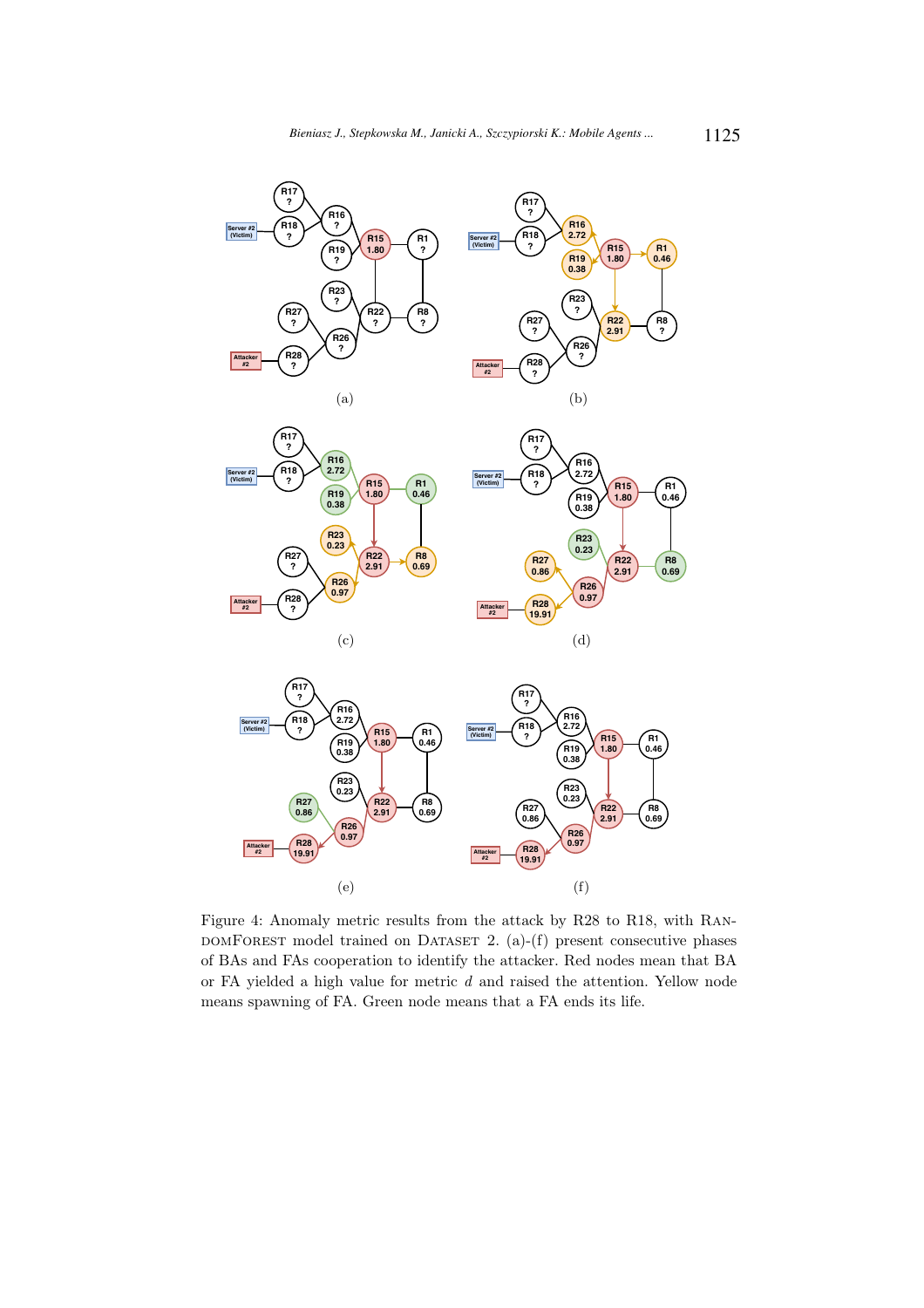(a)

(b)

(c)

(d)

(e)

(f)

Figure 4: Anomaly metric results from the attack by R28 to R18, with RandomForest model trained on Dataset 2. (a)-(f) present consecutive phases of BAs and FAs cooperation to identify the attacker. Red nodes mean that BA or FA yielded a high value for metric $d$ and raised the attention. Yellow node means spawning of FA. Green node means that a FA ends its life.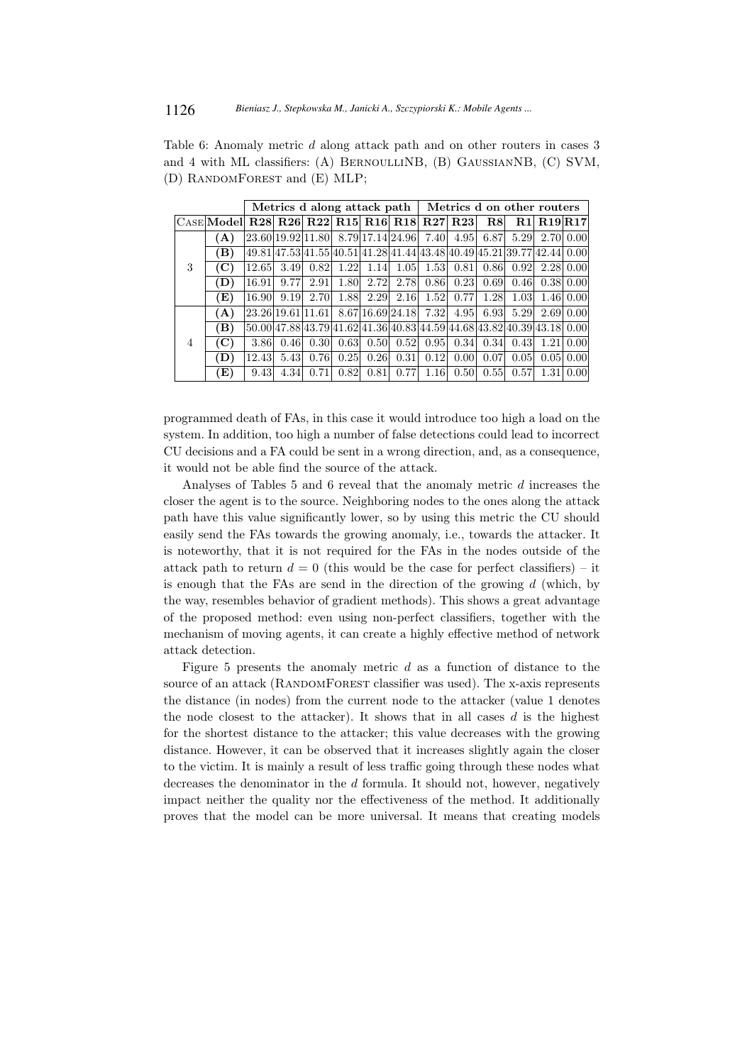Table 6: Anomaly metric $d$ along attack path and on other routers in cases 3 and 4 with ML classifiers: (A) BernoulliNB, (B) GaussianNB, (C) SVM, (D) RandomForest and (E) MLP;

| | | Metrics d along attack path | | | | | | Metrics d on other routers | | | | | |
|---|---|---|---|---|---|---|---|---|---|---|---|---|---|
| **Case** | **Model** | **R28** | **R26** | **R22** | **R15** | **R16** | **R18** | **R27** | **R23** | **R8** | **R1** | **R19** | **R17** |
| 3 | **(A)** | 23.60 | 19.92 | 11.80 | 8.79 | 17.14 | 24.96 | 7.40 | 4.95 | 6.87 | 5.29 | 2.70 | 0.00 |
| | **(B)** | 49.81 | 47.53 | 41.55 | 40.51 | 41.28 | 41.44 | 43.48 | 40.49 | 45.21 | 39.77 | 42.44 | 0.00 |
| | **(C)** | 12.65 | 3.49 | 0.82 | 1.22 | 1.14 | 1.05 | 1.53 | 0.81 | 0.86 | 0.92 | 2.28 | 0.00 |
| | **(D)** | 16.91 | 9.77 | 2.91 | 1.80 | 2.72 | 2.78 | 0.86 | 0.23 | 0.69 | 0.46 | 0.38 | 0.00 |
| | **(E)** | 16.90 | 9.19 | 2.70 | 1.88 | 2.29 | 2.16 | 1.52 | 0.77 | 1.28 | 1.03 | 1.46 | 0.00 |
| 4 | **(A)** | 23.26 | 19.61 | 11.61 | 8.67 | 16.69 | 24.18 | 7.32 | 4.95 | 6.93 | 5.29 | 2.69 | 0.00 |
| | **(B)** | 50.00 | 47.88 | 43.79 | 41.62 | 41.36 | 40.83 | 44.59 | 44.68 | 43.82 | 40.39 | 43.18 | 0.00 |
| | **(C)** | 3.86 | 0.46 | 0.30 | 0.63 | 0.50 | 0.52 | 0.95 | 0.34 | 0.34 | 0.43 | 1.21 | 0.00 |
| | **(D)** | 12.43 | 5.43 | 0.76 | 0.25 | 0.26 | 0.31 | 0.12 | 0.00 | 0.07 | 0.05 | 0.05 | 0.00 |
| | **(E)** | 9.43 | 4.34 | 0.71 | 0.82 | 0.81 | 0.77 | 1.16 | 0.50 | 0.55 | 0.57 | 1.31 | 0.00 |

programmed death of FAs, in this case it would introduce too high a load on the system. In addition, too high a number of false detections could lead to incorrect CU decisions and a FA could be sent in a wrong direction, and, as a consequence, it would not be able find the source of the attack.

Analyses of Tables 5 and 6 reveal that the anomaly metric $d$ increases the closer the agent is to the source. Neighboring nodes to the ones along the attack path have this value significantly lower, so by using this metric the CU should easily send the FAs towards the growing anomaly, i.e., towards the attacker. It is noteworthy, that it is not required for the FAs in the nodes outside of the attack path to return $d = 0$ (this would be the case for perfect classifiers) – it is enough that the FAs are send in the direction of the growing $d$ (which, by the way, resembles behavior of gradient methods). This shows a great advantage of the proposed method: even using non-perfect classifiers, together with the mechanism of moving agents, it can create a highly effective method of network attack detection.

Figure 5 presents the anomaly metric $d$ as a function of distance to the source of an attack (RandomForest classifier was used). The x-axis represents the distance (in nodes) from the current node to the attacker (value 1 denotes the node closest to the attacker). It shows that in all cases $d$ is the highest for the shortest distance to the attacker; this value decreases with the growing distance. However, it can be observed that it increases slightly again the closer to the victim. It is mainly a result of less traffic going through these nodes what decreases the denominator in the $d$ formula. It should not, however, negatively impact neither the quality nor the effectiveness of the method. It additionally proves that the model can be more universal. It means that creating models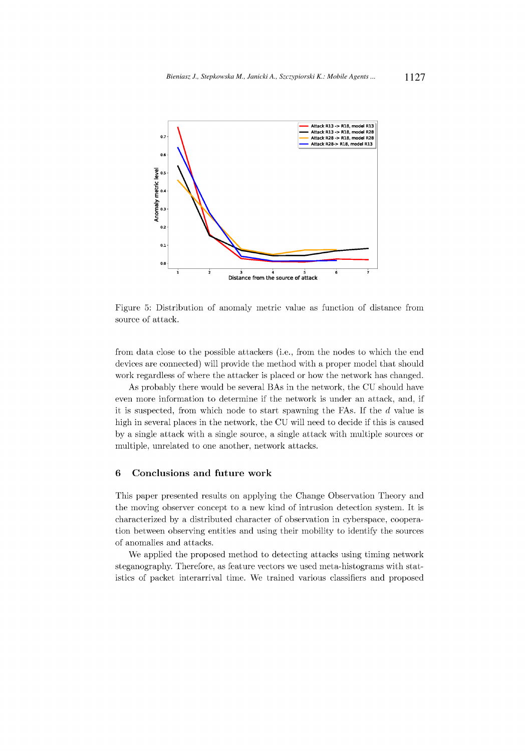Figure 5: Distribution of anomaly metric value as function of distance from source of attack.

from data close to the possible attackers (i.e., from the nodes to which the end devices are connected) will provide the method with a proper model that should work regardless of where the attacker is placed or how the network has changed.

As probably there would be several BAs in the network, the CU should have even more information to determine if the network is under an attack, and, if it is suspected, from which node to start spawning the FAs. If the $d$ value is high in several places in the network, the CU will need to decide if this is caused by a single attack with a single source, a single attack with multiple sources or multiple, unrelated to one another, network attacks.

## 6 Conclusions and future work

This paper presented results on applying the Change Observation Theory and the moving observer concept to a new kind of intrusion detection system. It is characterized by a distributed character of observation in cyberspace, cooperation between observing entities and using their mobility to identify the sources of anomalies and attacks.

We applied the proposed method to detecting attacks using timing network steganography. Therefore, as feature vectors we used meta-histograms with statistics of packet interarrival time. We trained various classifiers and proposed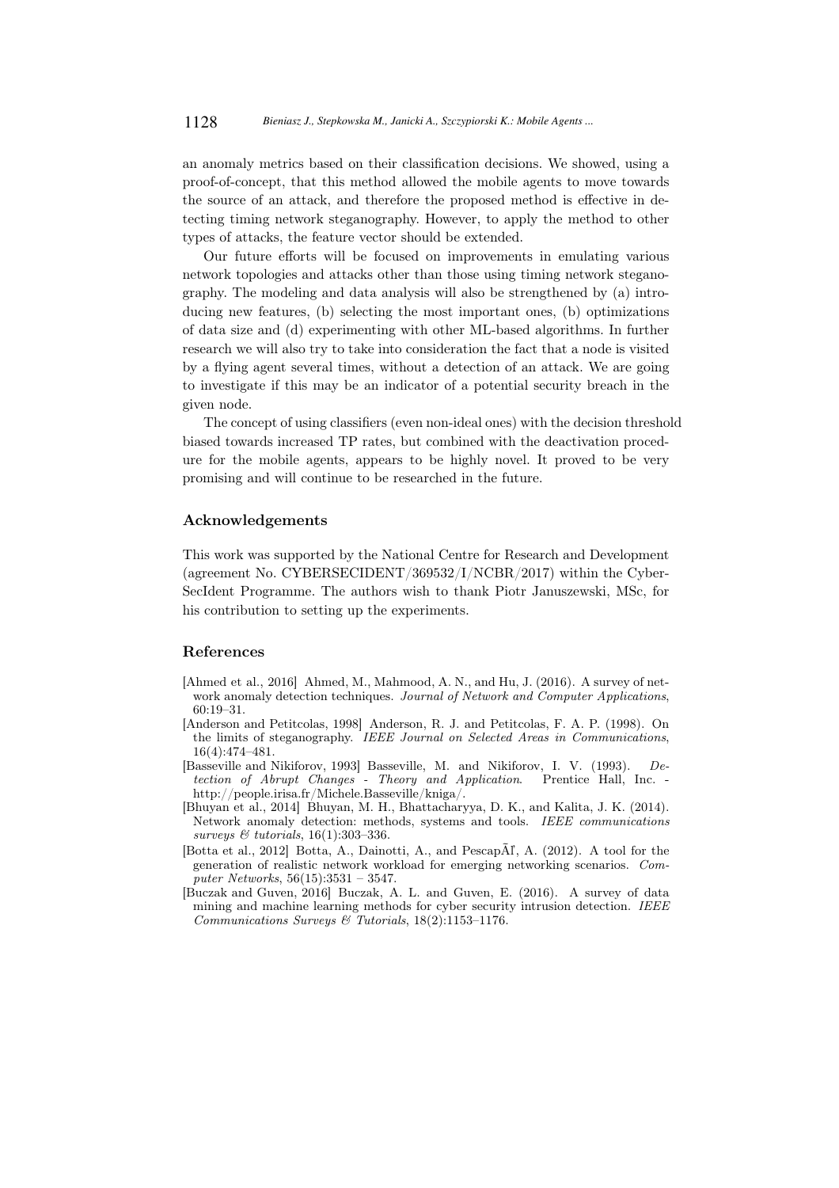an anomaly metrics based on their classification decisions. We showed, using a proof-of-concept, that this method allowed the mobile agents to move towards the source of an attack, and therefore the proposed method is effective in detecting timing network steganography. However, to apply the method to other types of attacks, the feature vector should be extended.

Our future efforts will be focused on improvements in emulating various network topologies and attacks other than those using timing network steganography. The modeling and data analysis will also be strengthened by (a) introducing new features, (b) selecting the most important ones, (b) optimizations of data size and (d) experimenting with other ML-based algorithms. In further research we will also try to take into consideration the fact that a node is visited by a flying agent several times, without a detection of an attack. We are going to investigate if this may be an indicator of a potential security breach in the given node.

The concept of using classifiers (even non-ideal ones) with the decision threshold biased towards increased TP rates, but combined with the deactivation procedure for the mobile agents, appears to be highly novel. It proved to be very promising and will continue to be researched in the future.

## Acknowledgements

This work was supported by the National Centre for Research and Development (agreement No. CYBERSECIDENT/369532/I/NCBR/2017) within the CyberSecIdent Programme. The authors wish to thank Piotr Januszewski, MSc, for his contribution to setting up the experiments.

## References

[Ahmed et al., 2016] Ahmed, M., Mahmood, A. N., and Hu, J. (2016). A survey of network anomaly detection techniques. *Journal of Network and Computer Applications*, 60:19–31.

[Anderson and Petitcolas, 1998] Anderson, R. J. and Petitcolas, F. A. P. (1998). On the limits of steganography. *IEEE Journal on Selected Areas in Communications*, 16(4):474–481.

[Basseville and Nikiforov, 1993] Basseville, M. and Nikiforov, I. V. (1993). *Detection of Abrupt Changes - Theory and Application*. Prentice Hall, Inc. - http://people.irisa.fr/Michele.Basseville/kniga/.

[Bhuyan et al., 2014] Bhuyan, M. H., Bhattacharyya, D. K., and Kalita, J. K. (2014). Network anomaly detection: methods, systems and tools. *IEEE communications surveys & tutorials*, 16(1):303–336.

[Botta et al., 2012] Botta, A., Dainotti, A., and PescapÃĪ, A. (2012). A tool for the generation of realistic network workload for emerging networking scenarios. *Computer Networks*, 56(15):3531 – 3547.

[Buczak and Guven, 2016] Buczak, A. L. and Guven, E. (2016). A survey of data mining and machine learning methods for cyber security intrusion detection. *IEEE Communications Surveys & Tutorials*, 18(2):1153–1176.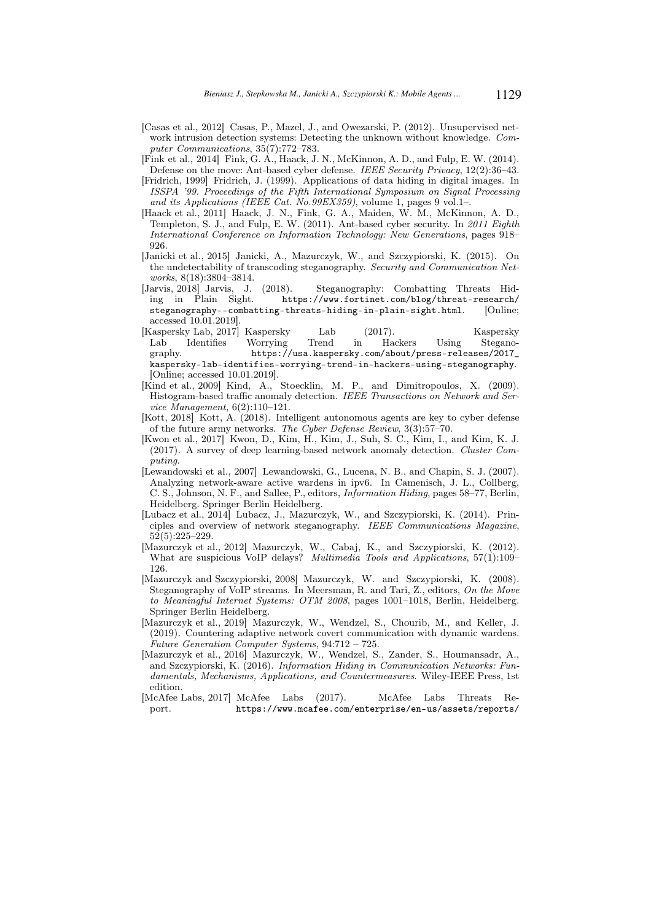[Casas et al., 2012] Casas, P., Mazel, J., and Owezarski, P. (2012). Unsupervised network intrusion detection systems: Detecting the unknown without knowledge. *Computer Communications*, 35(7):772–783.

[Fink et al., 2014] Fink, G. A., Haack, J. N., McKinnon, A. D., and Fulp, E. W. (2014). Defense on the move: Ant-based cyber defense. *IEEE Security Privacy*, 12(2):36–43.

[Fridrich, 1999] Fridrich, J. (1999). Applications of data hiding in digital images. In *ISSPA '99. Proceedings of the Fifth International Symposium on Signal Processing and its Applications (IEEE Cat. No.99EX359)*, volume 1, pages 9 vol.1–.

[Haack et al., 2011] Haack, J. N., Fink, G. A., Maiden, W. M., McKinnon, A. D., Templeton, S. J., and Fulp, E. W. (2011). Ant-based cyber security. In *2011 Eighth International Conference on Information Technology: New Generations*, pages 918–926.

[Janicki et al., 2015] Janicki, A., Mazurczyk, W., and Szczypiorski, K. (2015). On the undetectability of transcoding steganography. *Security and Communication Networks*, 8(18):3804–3814.

[Jarvis, 2018] Jarvis, J. (2018). Steganography: Combatting Threats Hiding in Plain Sight. `https://www.fortinet.com/blog/threat-research/steganography--combatting-threats-hiding-in-plain-sight.html`. [Online; accessed 10.01.2019].

[Kaspersky Lab, 2017] Kaspersky Lab (2017). Kaspersky Lab Identifies Worrying Trend in Hackers Using Steganography. `https://usa.kaspersky.com/about/press-releases/2017_kaspersky-lab-identifies-worrying-trend-in-hackers-using-steganography`. [Online; accessed 10.01.2019].

[Kind et al., 2009] Kind, A., Stoecklin, M. P., and Dimitropoulos, X. (2009). Histogram-based traffic anomaly detection. *IEEE Transactions on Network and Service Management*, 6(2):110–121.

[Kott, 2018] Kott, A. (2018). Intelligent autonomous agents are key to cyber defense of the future army networks. *The Cyber Defense Review*, 3(3):57–70.

[Kwon et al., 2017] Kwon, D., Kim, H., Kim, J., Suh, S. C., Kim, I., and Kim, K. J. (2017). A survey of deep learning-based network anomaly detection. *Cluster Computing*.

[Lewandowski et al., 2007] Lewandowski, G., Lucena, N. B., and Chapin, S. J. (2007). Analyzing network-aware active wardens in ipv6. In Camenisch, J. L., Collberg, C. S., Johnson, N. F., and Sallee, P., editors, *Information Hiding*, pages 58–77, Berlin, Heidelberg. Springer Berlin Heidelberg.

[Lubacz et al., 2014] Lubacz, J., Mazurczyk, W., and Szczypiorski, K. (2014). Principles and overview of network steganography. *IEEE Communications Magazine*, 52(5):225–229.

[Mazurczyk et al., 2012] Mazurczyk, W., Cabaj, K., and Szczypiorski, K. (2012). What are suspicious VoIP delays? *Multimedia Tools and Applications*, 57(1):109–126.

[Mazurczyk and Szczypiorski, 2008] Mazurczyk, W. and Szczypiorski, K. (2008). Steganography of VoIP streams. In Meersman, R. and Tari, Z., editors, *On the Move to Meaningful Internet Systems: OTM 2008*, pages 1001–1018, Berlin, Heidelberg. Springer Berlin Heidelberg.

[Mazurczyk et al., 2019] Mazurczyk, W., Wendzel, S., Chourib, M., and Keller, J. (2019). Countering adaptive network covert communication with dynamic wardens. *Future Generation Computer Systems*, 94:712 – 725.

[Mazurczyk et al., 2016] Mazurczyk, W., Wendzel, S., Zander, S., Houmansadr, A., and Szczypiorski, K. (2016). *Information Hiding in Communication Networks: Fundamentals, Mechanisms, Applications, and Countermeasures*. Wiley-IEEE Press, 1st edition.

[McAfee Labs, 2017] McAfee Labs (2017). McAfee Labs Threats Report. `https://www.mcafee.com/enterprise/en-us/assets/reports/`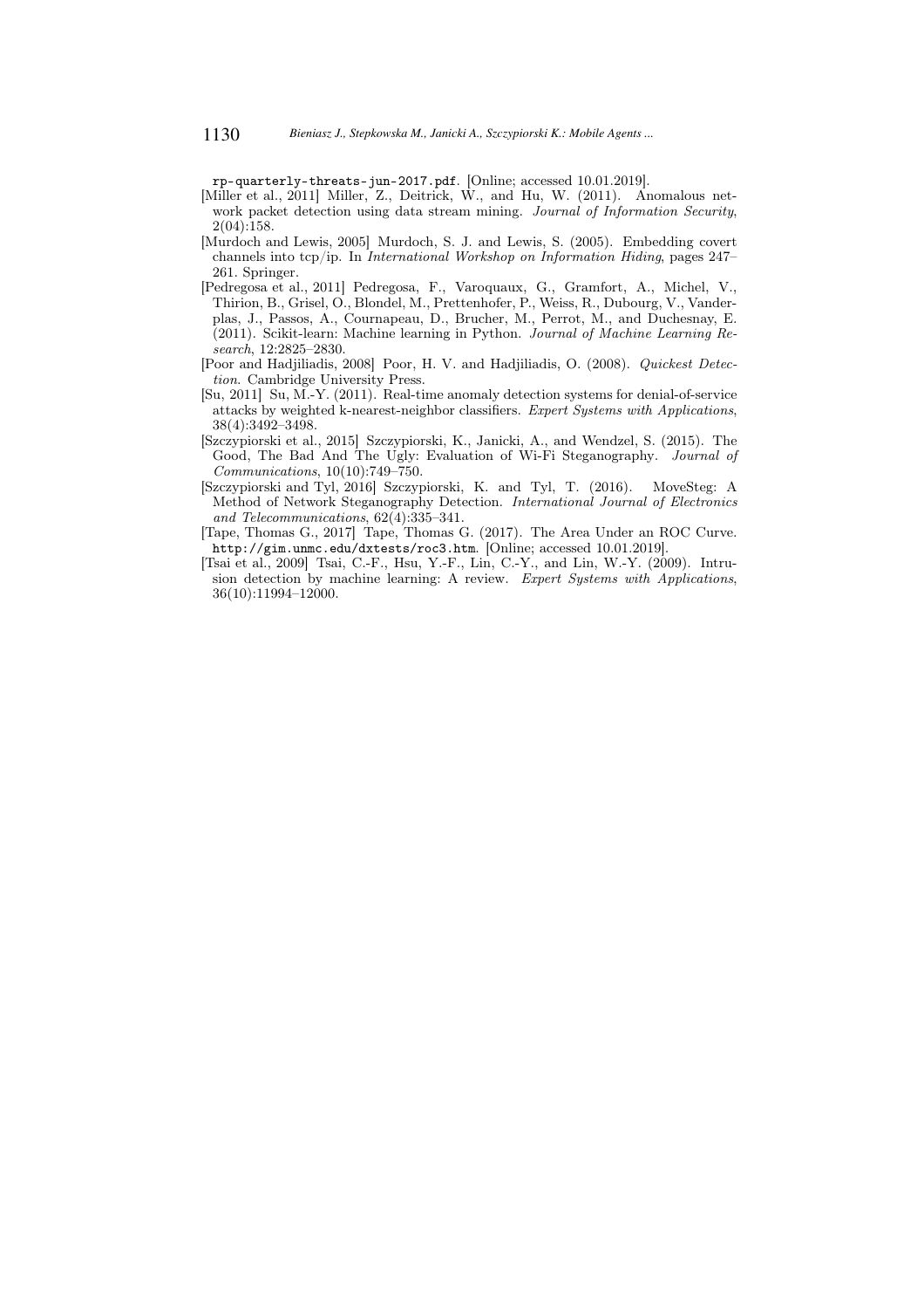rp-quarterly-threats-jun-2017.pdf. [Online; accessed 10.01.2019].

[Miller et al., 2011] Miller, Z., Deitrick, W., and Hu, W. (2011). Anomalous network packet detection using data stream mining. *Journal of Information Security*, 2(04):158.

[Murdoch and Lewis, 2005] Murdoch, S. J. and Lewis, S. (2005). Embedding covert channels into tcp/ip. In *International Workshop on Information Hiding*, pages 247–261. Springer.

[Pedregosa et al., 2011] Pedregosa, F., Varoquaux, G., Gramfort, A., Michel, V., Thirion, B., Grisel, O., Blondel, M., Prettenhofer, P., Weiss, R., Dubourg, V., Vanderplas, J., Passos, A., Cournapeau, D., Brucher, M., Perrot, M., and Duchesnay, E. (2011). Scikit-learn: Machine learning in Python. *Journal of Machine Learning Research*, 12:2825–2830.

[Poor and Hadjiliadis, 2008] Poor, H. V. and Hadjiliadis, O. (2008). *Quickest Detection*. Cambridge University Press.

[Su, 2011] Su, M.-Y. (2011). Real-time anomaly detection systems for denial-of-service attacks by weighted k-nearest-neighbor classifiers. *Expert Systems with Applications*, 38(4):3492–3498.

[Szczypiorski et al., 2015] Szczypiorski, K., Janicki, A., and Wendzel, S. (2015). The Good, The Bad And The Ugly: Evaluation of Wi-Fi Steganography. *Journal of Communications*, 10(10):749–750.

[Szczypiorski and Tyl, 2016] Szczypiorski, K. and Tyl, T. (2016). MoveSteg: A Method of Network Steganography Detection. *International Journal of Electronics and Telecommunications*, 62(4):335–341.

[Tape, Thomas G., 2017] Tape, Thomas G. (2017). The Area Under an ROC Curve. http://gim.unmc.edu/dxtests/roc3.htm. [Online; accessed 10.01.2019].

[Tsai et al., 2009] Tsai, C.-F., Hsu, Y.-F., Lin, C.-Y., and Lin, W.-Y. (2009). Intrusion detection by machine learning: A review. *Expert Systems with Applications*, 36(10):11994–12000.